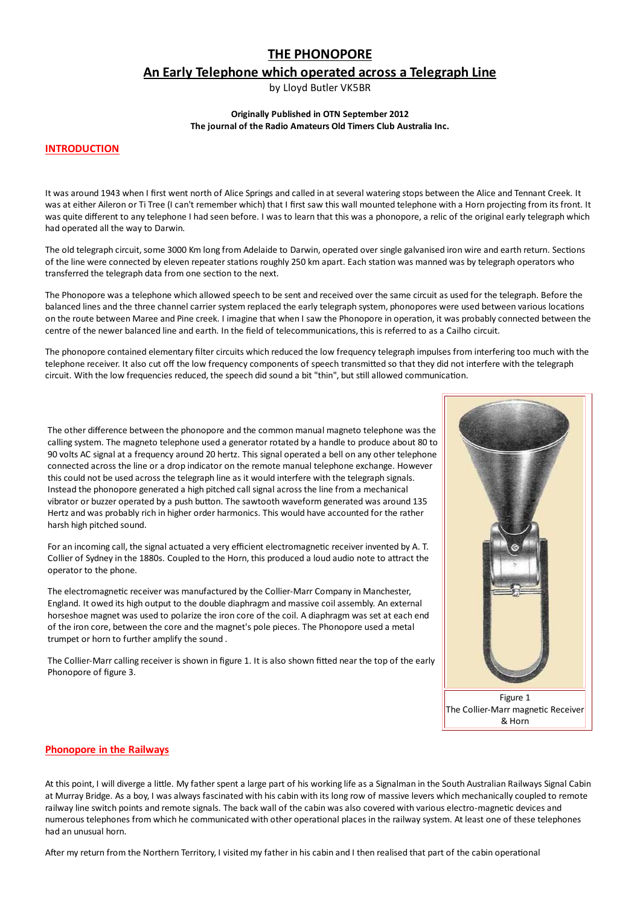# THE PHONOPORE

## An Early Telephone which operated across a Telegraph Line

by Lloyd Butler VK5BR

**Originally Published in OTN September 2012**
**The journal of the Radio Amateurs Old Timers Club Australia Inc.**

## INTRODUCTION

It was around 1943 when I first went north of Alice Springs and called in at several watering stops between the Alice and Tennant Creek. It was at either Aileron or Ti Tree (I can't remember which) that I first saw this wall mounted telephone with a Horn projecting from its front. It was quite different to any telephone I had seen before. I was to learn that this was a phonopore, a relic of the original early telegraph which had operated all the way to Darwin.

The old telegraph circuit, some 3000 Km long from Adelaide to Darwin, operated over single galvanised iron wire and earth return. Sections of the line were connected by eleven repeater stations roughly 250 km apart. Each station was manned was by telegraph operators who transferred the telegraph data from one section to the next.

The Phonopore was a telephone which allowed speech to be sent and received over the same circuit as used for the telegraph. Before the balanced lines and the three channel carrier system replaced the early telegraph system, phonopores were used between various locations on the route between Maree and Pine creek. I imagine that when I saw the Phonopore in operation, it was probably connected between the centre of the newer balanced line and earth. In the field of telecommunications, this is referred to as a Cailho circuit.

The phonopore contained elementary filter circuits which reduced the low frequency telegraph impulses from interfering too much with the telephone receiver. It also cut off the low frequency components of speech transmitted so that they did not interfere with the telegraph circuit. With the low frequencies reduced, the speech did sound a bit "thin", but still allowed communication.

The other difference between the phonopore and the common manual magneto telephone was the calling system. The magneto telephone used a generator rotated by a handle to produce about 80 to 90 volts AC signal at a frequency around 20 hertz. This signal operated a bell on any other telephone connected across the line or a drop indicator on the remote manual telephone exchange. However this could not be used across the telegraph line as it would interfere with the telegraph signals. Instead the phonopore generated a high pitched call signal across the line from a mechanical vibrator or buzzer operated by a push button. The sawtooth waveform generated was around 135 Hertz and was probably rich in higher order harmonics. This would have accounted for the rather harsh high pitched sound.

For an incoming call, the signal actuated a very efficient electromagnetic receiver invented by A. T. Collier of Sydney in the 1880s. Coupled to the Horn, this produced a loud audio note to attract the operator to the phone.

The electromagnetic receiver was manufactured by the Collier-Marr Company in Manchester, England. It owed its high output to the double diaphragm and massive coil assembly. An external horseshoe magnet was used to polarize the iron core of the coil. A diaphragm was set at each end of the iron core, between the core and the magnet's pole pieces. The Phonopore used a metal trumpet or horn to further amplify the sound .

The Collier-Marr calling receiver is shown in figure 1. It is also shown fitted near the top of the early Phonopore of figure 3.

Figure 1
The Collier-Marr magnetic Receiver & Horn

## Phonopore in the Railways

At this point, I will diverge a little. My father spent a large part of his working life as a Signalman in the South Australian Railways Signal Cabin at Murray Bridge. As a boy, I was always fascinated with his cabin with its long row of massive levers which mechanically coupled to remote railway line switch points and remote signals. The back wall of the cabin was also covered with various electro-magnetic devices and numerous telephones from which he communicated with other operational places in the railway system. At least one of these telephones had an unusual horn.

After my return from the Northern Territory, I visited my father in his cabin and I then realised that part of the cabin operational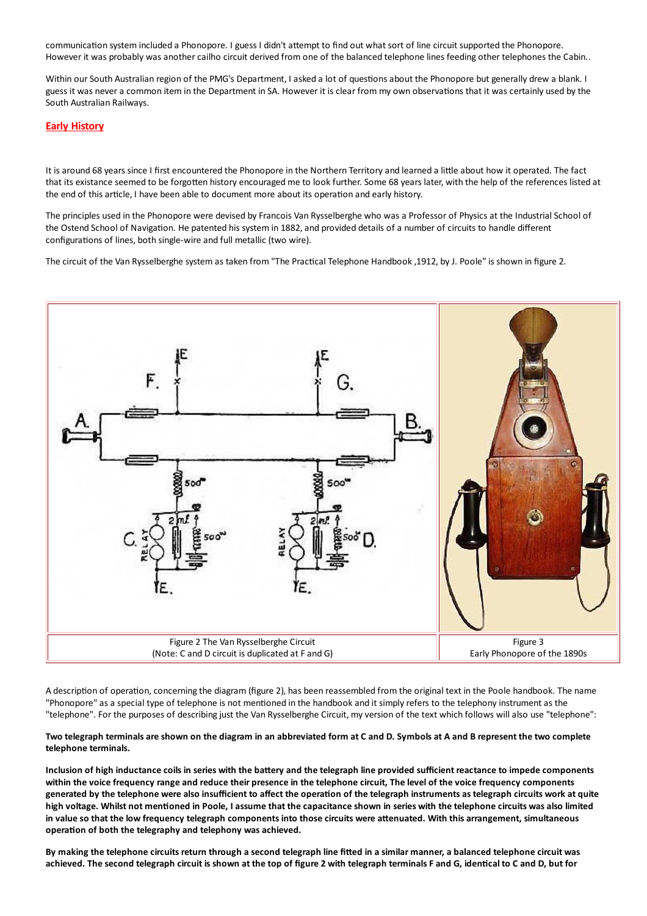communication system included a Phonopore. I guess I didn't attempt to find out what sort of line circuit supported the Phonopore. However it was probably was another cailho circuit derived from one of the balanced telephone lines feeding other telephones the Cabin..

Within our South Australian region of the PMG's Department, I asked a lot of questions about the Phonopore but generally drew a blank. I guess it was never a common item in the Department in SA. However it is clear from my own observations that it was certainly used by the South Australian Railways.

## Early History

It is around 68 years since I first encountered the Phonopore in the Northern Territory and learned a little about how it operated. The fact that its existance seemed to be forgotten history encouraged me to look further. Some 68 years later, with the help of the references listed at the end of this article, I have been able to document more about its operation and early history.

The principles used in the Phonopore were devised by Francois Van Rysselberghe who was a Professor of Physics at the Industrial School of the Ostend School of Navigation. He patented his system in 1882, and provided details of a number of circuits to handle different configurations of lines, both single-wire and full metallic (two wire).

The circuit of the Van Rysselberghe system as taken from "The Practical Telephone Handbook ,1912, by J. Poole" is shown in figure 2.

| Figure 2 The Van Rysselberghe Circuit (Note: C and D circuit is duplicated at F and G) | Figure 3 Early Phonopore of the 1890s |
| --- | --- |

A description of operation, concerning the diagram (figure 2), has been reassembled from the original text in the Poole handbook. The name "Phonopore" as a special type of telephone is not mentioned in the handbook and it simply refers to the telephony instrument as the "telephone". For the purposes of describing just the Van Rysselberghe Circuit, my version of the text which follows will also use "telephone":

**Two telegraph terminals are shown on the diagram in an abbreviated form at C and D. Symbols at A and B represent the two complete telephone terminals.**

**Inclusion of high inductance coils in series with the battery and the telegraph line provided sufficient reactance to impede components within the voice frequency range and reduce their presence in the telephone circuit, The level of the voice frequency components generated by the telephone were also insufficient to affect the operation of the telegraph instruments as telegraph circuits work at quite high voltage. Whilst not mentioned in Poole, I assume that the capacitance shown in series with the telephone circuits was also limited in value so that the low frequency telegraph components into those circuits were attenuated. With this arrangement, simultaneous operation of both the telegraphy and telephony was achieved.**

**By making the telephone circuits return through a second telegraph line fitted in a similar manner, a balanced telephone circuit was achieved. The second telegraph circuit is shown at the top of figure 2 with telegraph terminals F and G, identical to C and D, but for**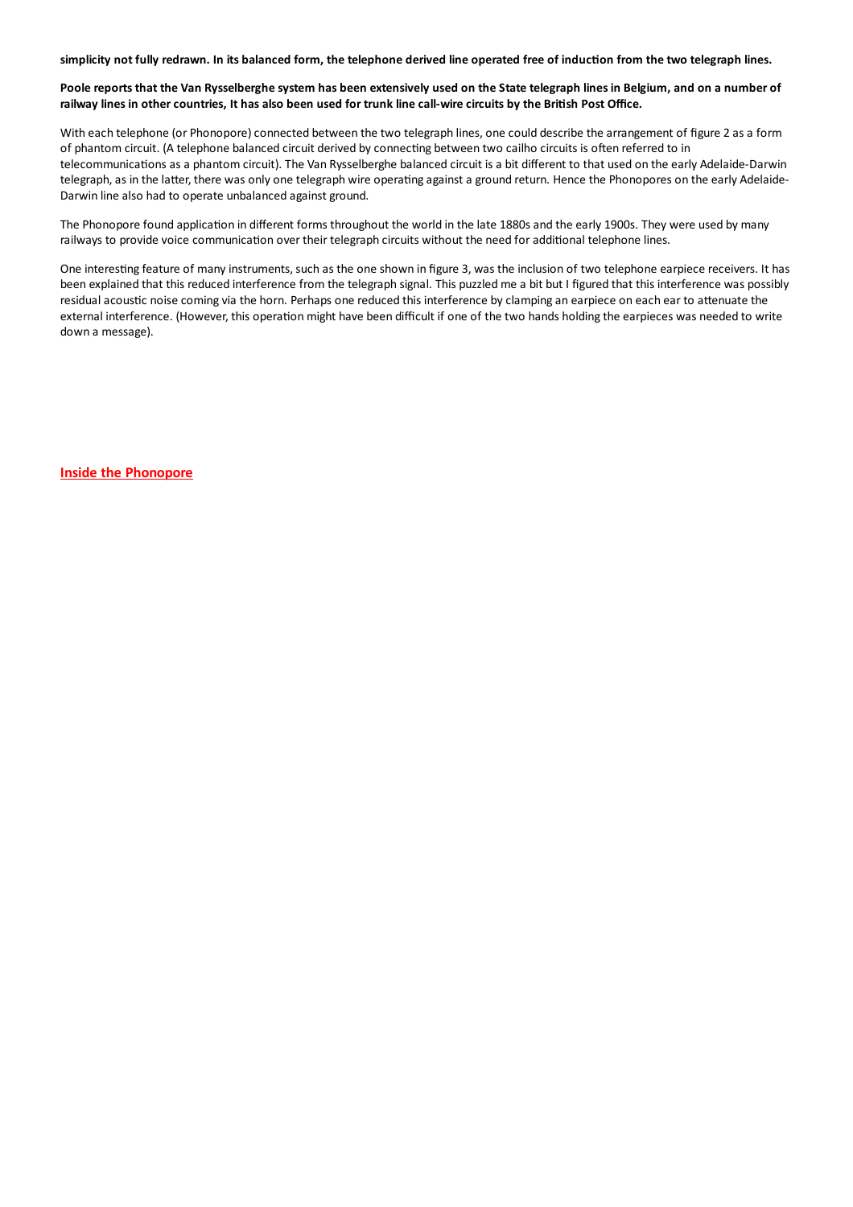**simplicity not fully redrawn. In its balanced form, the telephone derived line operated free of induction from the two telegraph lines.**

**Poole reports that the Van Rysselberghe system has been extensively used on the State telegraph lines in Belgium, and on a number of railway lines in other countries, It has also been used for trunk line call-wire circuits by the British Post Office.**

With each telephone (or Phonopore) connected between the two telegraph lines, one could describe the arrangement of figure 2 as a form of phantom circuit. (A telephone balanced circuit derived by connecting between two cailho circuits is often referred to in telecommunications as a phantom circuit). The Van Rysselberghe balanced circuit is a bit different to that used on the early Adelaide-Darwin telegraph, as in the latter, there was only one telegraph wire operating against a ground return. Hence the Phonopores on the early Adelaide-Darwin line also had to operate unbalanced against ground.

The Phonopore found application in different forms throughout the world in the late 1880s and the early 1900s. They were used by many railways to provide voice communication over their telegraph circuits without the need for additional telephone lines.

One interesting feature of many instruments, such as the one shown in figure 3, was the inclusion of two telephone earpiece receivers. It has been explained that this reduced interference from the telegraph signal. This puzzled me a bit but I figured that this interference was possibly residual acoustic noise coming via the horn. Perhaps one reduced this interference by clamping an earpiece on each ear to attenuate the external interference. (However, this operation might have been difficult if one of the two hands holding the earpieces was needed to write down a message).

## Inside the Phonopore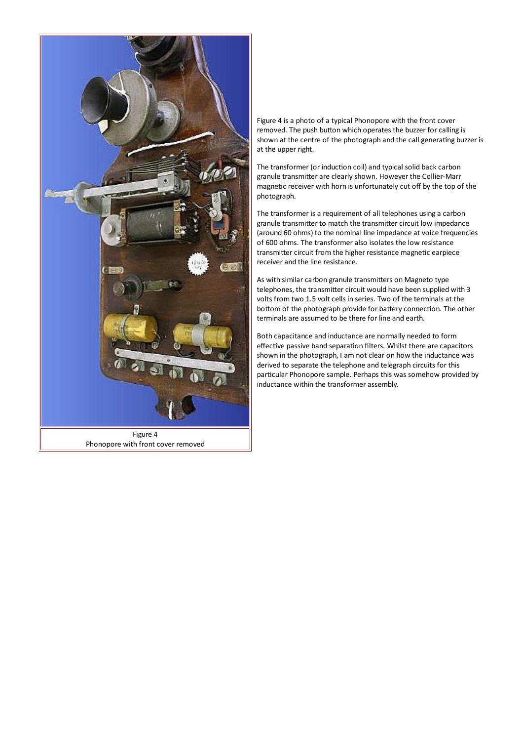Figure 4
Phonopore with front cover removed

Figure 4 is a photo of a typical Phonopore with the front cover removed. The push button which operates the buzzer for calling is shown at the centre of the photograph and the call generating buzzer is at the upper right.

The transformer (or induction coil) and typical solid back carbon granule transmitter are clearly shown. However the Collier-Marr magnetic receiver with horn is unfortunately cut off by the top of the photograph.

The transformer is a requirement of all telephones using a carbon granule transmitter to match the transmitter circuit low impedance (around 60 ohms) to the nominal line impedance at voice frequencies of 600 ohms. The transformer also isolates the low resistance transmitter circuit from the higher resistance magnetic earpiece receiver and the line resistance.

As with similar carbon granule transmitters on Magneto type telephones, the transmitter circuit would have been supplied with 3 volts from two 1.5 volt cells in series. Two of the terminals at the bottom of the photograph provide for battery connection. The other terminals are assumed to be there for line and earth.

Both capacitance and inductance are normally needed to form effective passive band separation filters. Whilst there are capacitors shown in the photograph, I am not clear on how the inductance was derived to separate the telephone and telegraph circuits for this particular Phonopore sample. Perhaps this was somehow provided by inductance within the transformer assembly.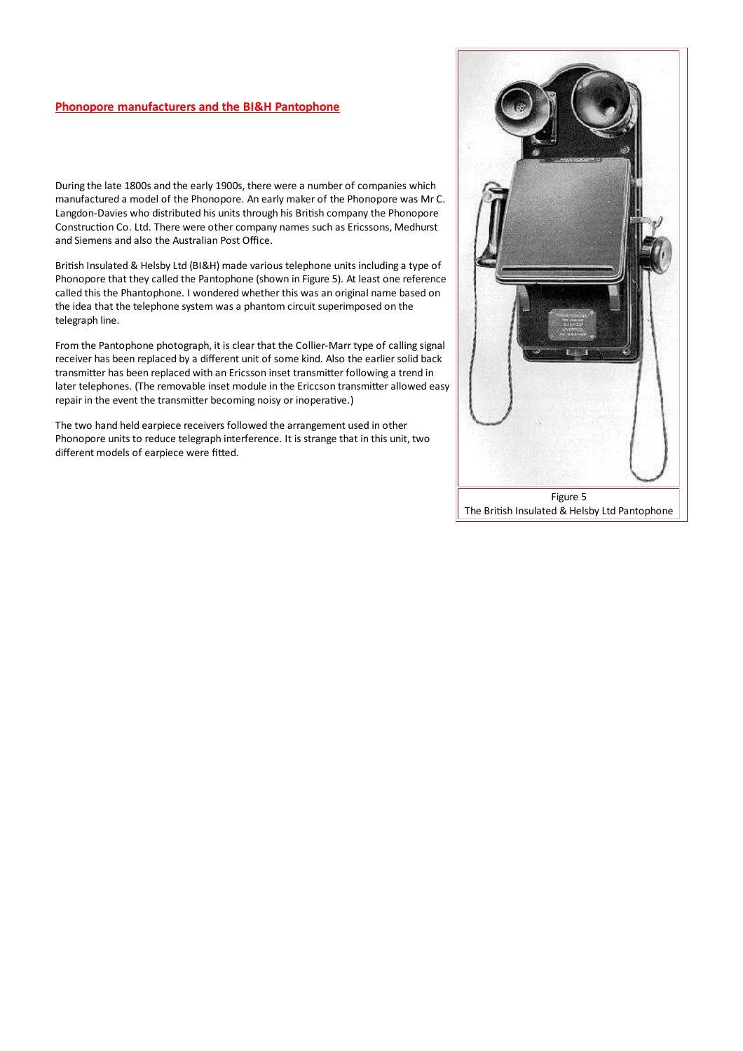## Phonopore manufacturers and the BI&H Pantophone

During the late 1800s and the early 1900s, there were a number of companies which manufactured a model of the Phonopore. An early maker of the Phonopore was Mr C. Langdon-Davies who distributed his units through his British company the Phonopore Construction Co. Ltd. There were other company names such as Ericssons, Medhurst and Siemens and also the Australian Post Office.

British Insulated & Helsby Ltd (BI&H) made various telephone units including a type of Phonopore that they called the Pantophone (shown in Figure 5). At least one reference called this the Phantophone. I wondered whether this was an original name based on the idea that the telephone system was a phantom circuit superimposed on the telegraph line.

From the Pantophone photograph, it is clear that the Collier-Marr type of calling signal receiver has been replaced by a different unit of some kind. Also the earlier solid back transmitter has been replaced with an Ericsson inset transmitter following a trend in later telephones. (The removable inset module in the Ericcson transmitter allowed easy repair in the event the transmitter becoming noisy or inoperative.)

The two hand held earpiece receivers followed the arrangement used in other Phonopore units to reduce telegraph interference. It is strange that in this unit, two different models of earpiece were fitted.

Figure 5
The British Insulated & Helsby Ltd Pantophone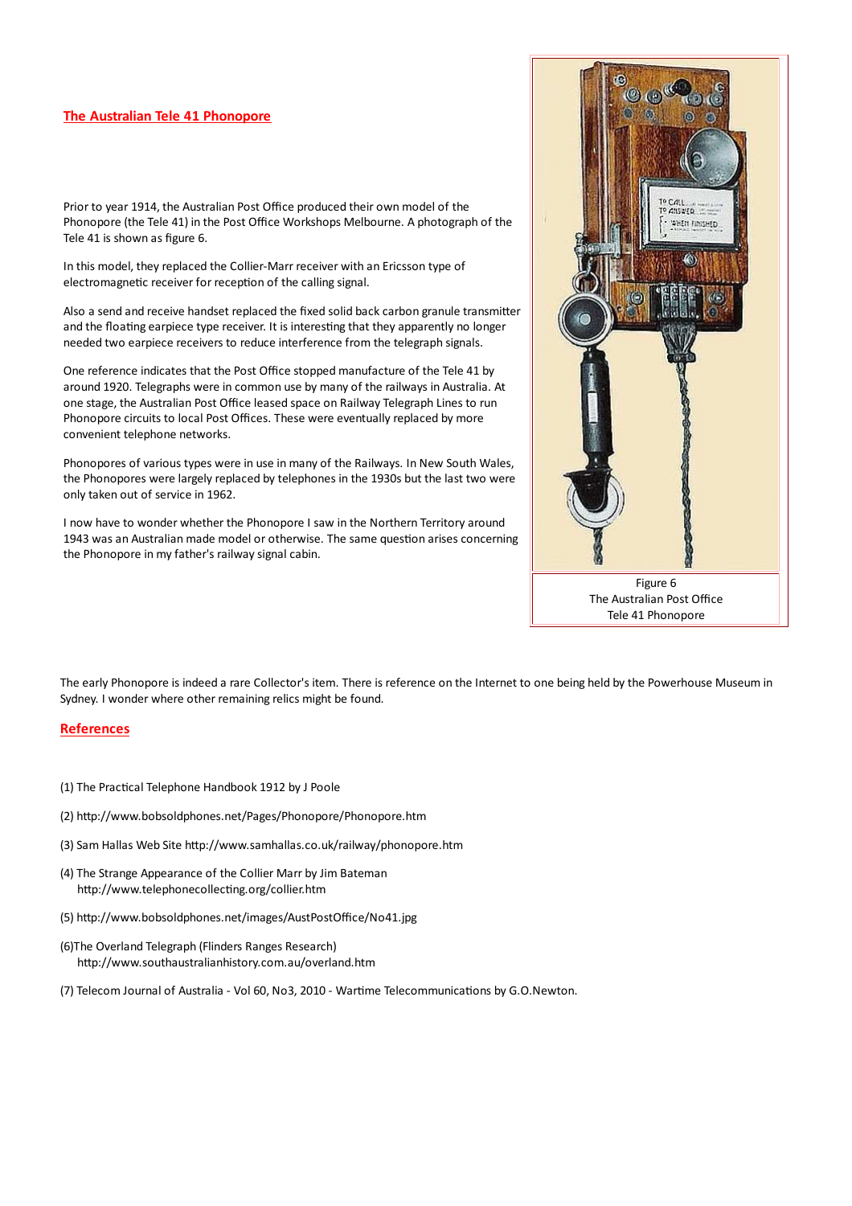## The Australian Tele 41 Phonopore

Prior to year 1914, the Australian Post Office produced their own model of the Phonopore (the Tele 41) in the Post Office Workshops Melbourne. A photograph of the Tele 41 is shown as figure 6.

In this model, they replaced the Collier-Marr receiver with an Ericsson type of electromagnetic receiver for reception of the calling signal.

Also a send and receive handset replaced the fixed solid back carbon granule transmitter and the floating earpiece type receiver. It is interesting that they apparently no longer needed two earpiece receivers to reduce interference from the telegraph signals.

One reference indicates that the Post Office stopped manufacture of the Tele 41 by around 1920. Telegraphs were in common use by many of the railways in Australia. At one stage, the Australian Post Office leased space on Railway Telegraph Lines to run Phonopore circuits to local Post Offices. These were eventually replaced by more convenient telephone networks.

Phonopores of various types were in use in many of the Railways. In New South Wales, the Phonopores were largely replaced by telephones in the 1930s but the last two were only taken out of service in 1962.

I now have to wonder whether the Phonopore I saw in the Northern Territory around 1943 was an Australian made model or otherwise. The same question arises concerning the Phonopore in my father's railway signal cabin.

Figure 6
The Australian Post Office
Tele 41 Phonopore

The early Phonopore is indeed a rare Collector's item. There is reference on the Internet to one being held by the Powerhouse Museum in Sydney. I wonder where other remaining relics might be found.

## References

(1) The Practical Telephone Handbook 1912 by J Poole

(2) http://www.bobsoldphones.net/Pages/Phonopore/Phonopore.htm

(3) Sam Hallas Web Site http://www.samhallas.co.uk/railway/phonopore.htm

(4) The Strange Appearance of the Collier Marr by Jim Bateman
http://www.telephonecollecting.org/collier.htm

(5) http://www.bobsoldphones.net/images/AustPostOffice/No41.jpg

(6)The Overland Telegraph (Flinders Ranges Research)
http://www.southaustralianhistory.com.au/overland.htm

(7) Telecom Journal of Australia - Vol 60, No3, 2010 - Wartime Telecommunications by G.O.Newton.